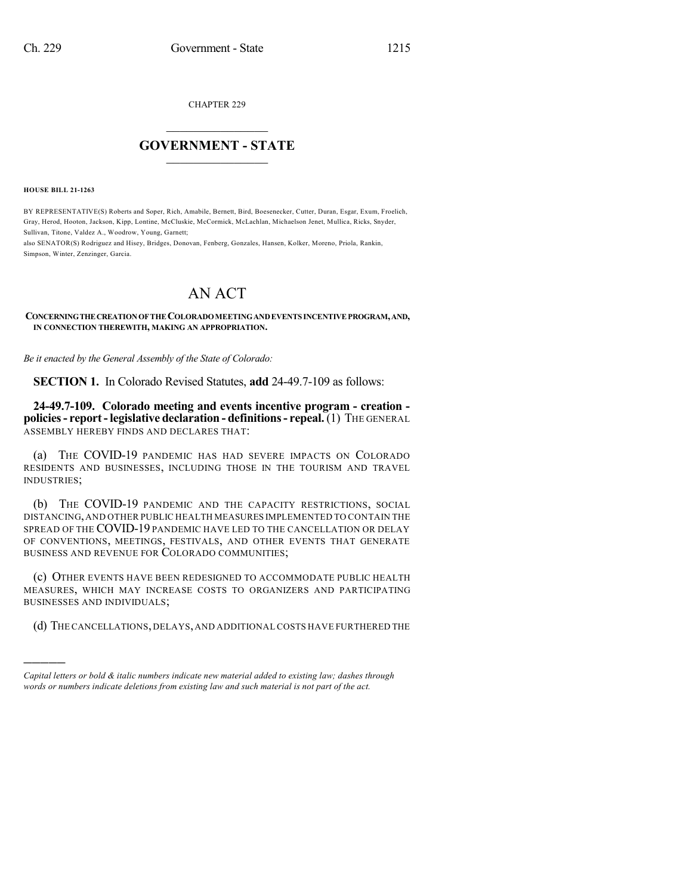CHAPTER 229

# GOVERNMENT - STATE

**HOUSE BILL 21-1263**

BY REPRESENTATIVE(S) Roberts and Soper, Rich, Amabile, Bernett, Bird, Boesenecker, Cutter, Duran, Esgar, Exum, Froelich, Gray, Herod, Hooton, Jackson, Kipp, Lontine, McCluskie, McCormick, McLachlan, Michaelson Jenet, Mullica, Ricks, Snyder, Sullivan, Titone, Valdez A., Woodrow, Young, Garnett;
also SENATOR(S) Rodriguez and Hisey, Bridges, Donovan, Fenberg, Gonzales, Hansen, Kolker, Moreno, Priola, Rankin, Simpson, Winter, Zenzinger, Garcia.

# AN ACT

**CONCERNING THE CREATION OF THE COLORADO MEETING AND EVENTS INCENTIVE PROGRAM, AND, IN CONNECTION THEREWITH, MAKING AN APPROPRIATION.**

*Be it enacted by the General Assembly of the State of Colorado:*

**SECTION 1.** In Colorado Revised Statutes, **add** 24-49.7-109 as follows:

**24-49.7-109. Colorado meeting and events incentive program - creation - policies - report - legislative declaration - definitions - repeal.** (1) THE GENERAL ASSEMBLY HEREBY FINDS AND DECLARES THAT:

(a) THE COVID-19 PANDEMIC HAS HAD SEVERE IMPACTS ON COLORADO RESIDENTS AND BUSINESSES, INCLUDING THOSE IN THE TOURISM AND TRAVEL INDUSTRIES;

(b) THE COVID-19 PANDEMIC AND THE CAPACITY RESTRICTIONS, SOCIAL DISTANCING, AND OTHER PUBLIC HEALTH MEASURES IMPLEMENTED TO CONTAIN THE SPREAD OF THE COVID-19 PANDEMIC HAVE LED TO THE CANCELLATION OR DELAY OF CONVENTIONS, MEETINGS, FESTIVALS, AND OTHER EVENTS THAT GENERATE BUSINESS AND REVENUE FOR COLORADO COMMUNITIES;

(c) OTHER EVENTS HAVE BEEN REDESIGNED TO ACCOMMODATE PUBLIC HEALTH MEASURES, WHICH MAY INCREASE COSTS TO ORGANIZERS AND PARTICIPATING BUSINESSES AND INDIVIDUALS;

(d) THE CANCELLATIONS, DELAYS, AND ADDITIONAL COSTS HAVE FURTHERED THE

---

*Capital letters or bold & italic numbers indicate new material added to existing law; dashes through words or numbers indicate deletions from existing law and such material is not part of the act.*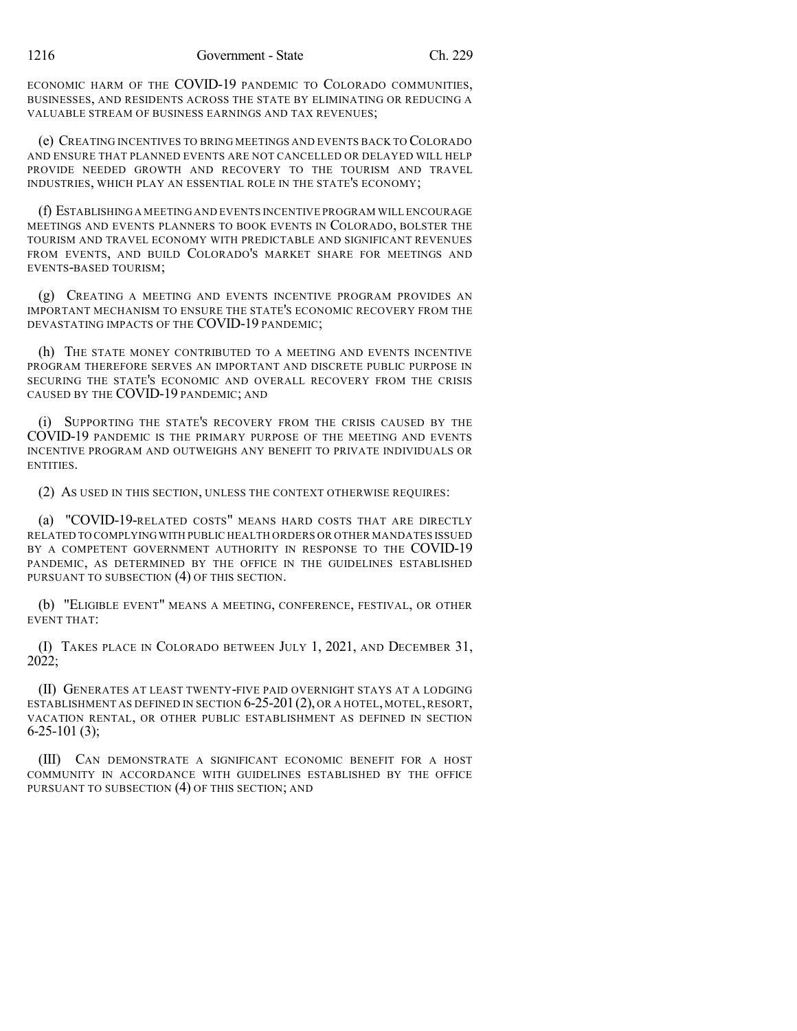ECONOMIC HARM OF THE COVID-19 PANDEMIC TO COLORADO COMMUNITIES, BUSINESSES, AND RESIDENTS ACROSS THE STATE BY ELIMINATING OR REDUCING A VALUABLE STREAM OF BUSINESS EARNINGS AND TAX REVENUES;

(e) CREATING INCENTIVES TO BRING MEETINGS AND EVENTS BACK TO COLORADO AND ENSURE THAT PLANNED EVENTS ARE NOT CANCELLED OR DELAYED WILL HELP PROVIDE NEEDED GROWTH AND RECOVERY TO THE TOURISM AND TRAVEL INDUSTRIES, WHICH PLAY AN ESSENTIAL ROLE IN THE STATE'S ECONOMY;

(f) ESTABLISHING A MEETING AND EVENTS INCENTIVE PROGRAM WILL ENCOURAGE MEETINGS AND EVENTS PLANNERS TO BOOK EVENTS IN COLORADO, BOLSTER THE TOURISM AND TRAVEL ECONOMY WITH PREDICTABLE AND SIGNIFICANT REVENUES FROM EVENTS, AND BUILD COLORADO'S MARKET SHARE FOR MEETINGS AND EVENTS-BASED TOURISM;

(g) CREATING A MEETING AND EVENTS INCENTIVE PROGRAM PROVIDES AN IMPORTANT MECHANISM TO ENSURE THE STATE'S ECONOMIC RECOVERY FROM THE DEVASTATING IMPACTS OF THE COVID-19 PANDEMIC;

(h) THE STATE MONEY CONTRIBUTED TO A MEETING AND EVENTS INCENTIVE PROGRAM THEREFORE SERVES AN IMPORTANT AND DISCRETE PUBLIC PURPOSE IN SECURING THE STATE'S ECONOMIC AND OVERALL RECOVERY FROM THE CRISIS CAUSED BY THE COVID-19 PANDEMIC; AND

(i) SUPPORTING THE STATE'S RECOVERY FROM THE CRISIS CAUSED BY THE COVID-19 PANDEMIC IS THE PRIMARY PURPOSE OF THE MEETING AND EVENTS INCENTIVE PROGRAM AND OUTWEIGHS ANY BENEFIT TO PRIVATE INDIVIDUALS OR ENTITIES.

(2) AS USED IN THIS SECTION, UNLESS THE CONTEXT OTHERWISE REQUIRES:

(a) "COVID-19-RELATED COSTS" MEANS HARD COSTS THAT ARE DIRECTLY RELATED TO COMPLYING WITH PUBLIC HEALTH ORDERS OR OTHER MANDATES ISSUED BY A COMPETENT GOVERNMENT AUTHORITY IN RESPONSE TO THE COVID-19 PANDEMIC, AS DETERMINED BY THE OFFICE IN THE GUIDELINES ESTABLISHED PURSUANT TO SUBSECTION (4) OF THIS SECTION.

(b) "ELIGIBLE EVENT" MEANS A MEETING, CONFERENCE, FESTIVAL, OR OTHER EVENT THAT:

(I) TAKES PLACE IN COLORADO BETWEEN JULY 1, 2021, AND DECEMBER 31, 2022;

(II) GENERATES AT LEAST TWENTY-FIVE PAID OVERNIGHT STAYS AT A LODGING ESTABLISHMENT AS DEFINED IN SECTION 6-25-201 (2), OR A HOTEL, MOTEL, RESORT, VACATION RENTAL, OR OTHER PUBLIC ESTABLISHMENT AS DEFINED IN SECTION 6-25-101 (3);

(III) CAN DEMONSTRATE A SIGNIFICANT ECONOMIC BENEFIT FOR A HOST COMMUNITY IN ACCORDANCE WITH GUIDELINES ESTABLISHED BY THE OFFICE PURSUANT TO SUBSECTION (4) OF THIS SECTION; AND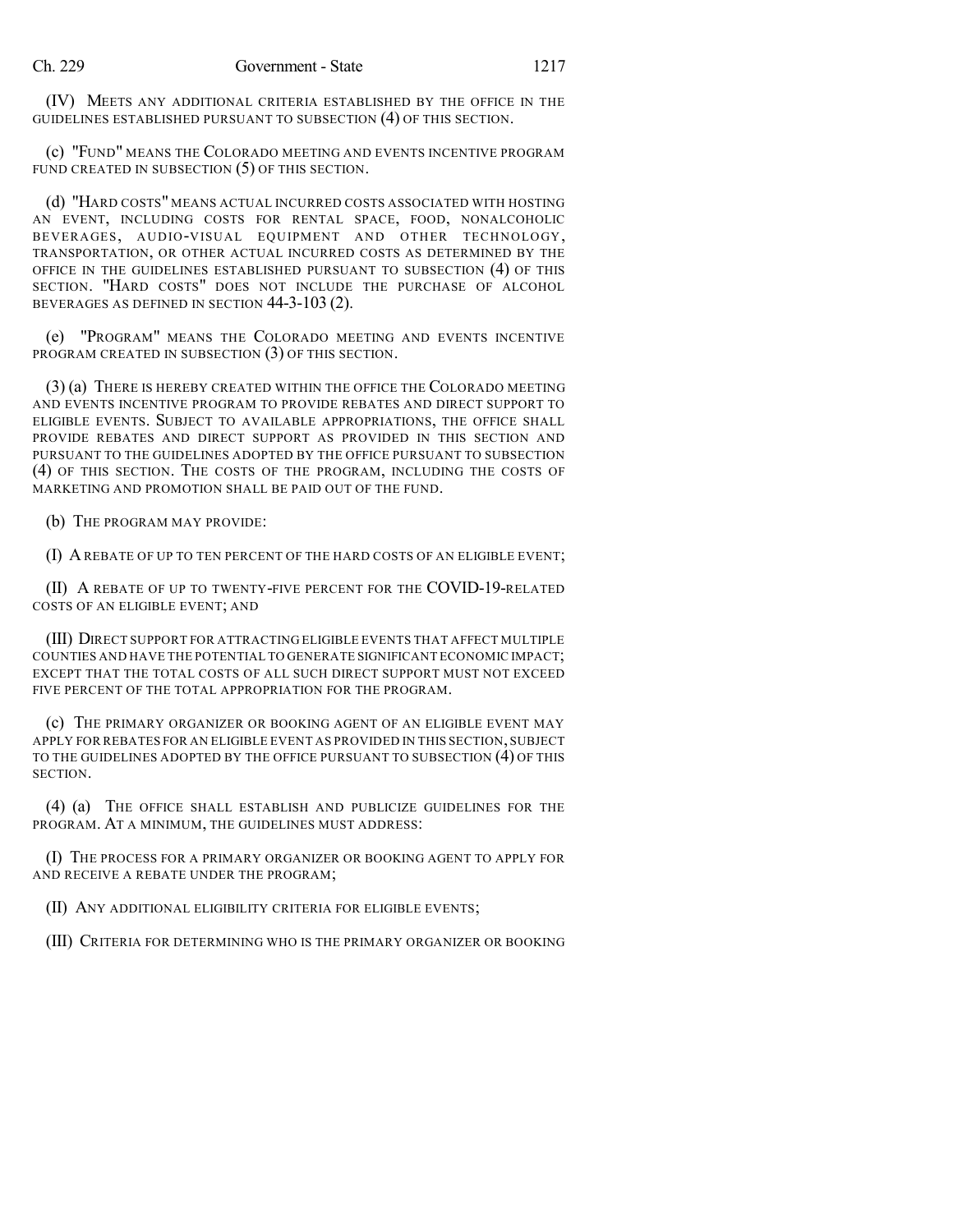(IV) MEETS ANY ADDITIONAL CRITERIA ESTABLISHED BY THE OFFICE IN THE GUIDELINES ESTABLISHED PURSUANT TO SUBSECTION (4) OF THIS SECTION.

(c) "FUND" MEANS THE COLORADO MEETING AND EVENTS INCENTIVE PROGRAM FUND CREATED IN SUBSECTION (5) OF THIS SECTION.

(d) "HARD COSTS" MEANS ACTUAL INCURRED COSTS ASSOCIATED WITH HOSTING AN EVENT, INCLUDING COSTS FOR RENTAL SPACE, FOOD, NONALCOHOLIC BEVERAGES, AUDIO-VISUAL EQUIPMENT AND OTHER TECHNOLOGY, TRANSPORTATION, OR OTHER ACTUAL INCURRED COSTS AS DETERMINED BY THE OFFICE IN THE GUIDELINES ESTABLISHED PURSUANT TO SUBSECTION (4) OF THIS SECTION. "HARD COSTS" DOES NOT INCLUDE THE PURCHASE OF ALCOHOL BEVERAGES AS DEFINED IN SECTION 44-3-103 (2).

(e) "PROGRAM" MEANS THE COLORADO MEETING AND EVENTS INCENTIVE PROGRAM CREATED IN SUBSECTION (3) OF THIS SECTION.

(3) (a) THERE IS HEREBY CREATED WITHIN THE OFFICE THE COLORADO MEETING AND EVENTS INCENTIVE PROGRAM TO PROVIDE REBATES AND DIRECT SUPPORT TO ELIGIBLE EVENTS. SUBJECT TO AVAILABLE APPROPRIATIONS, THE OFFICE SHALL PROVIDE REBATES AND DIRECT SUPPORT AS PROVIDED IN THIS SECTION AND PURSUANT TO THE GUIDELINES ADOPTED BY THE OFFICE PURSUANT TO SUBSECTION (4) OF THIS SECTION. THE COSTS OF THE PROGRAM, INCLUDING THE COSTS OF MARKETING AND PROMOTION SHALL BE PAID OUT OF THE FUND.

(b) THE PROGRAM MAY PROVIDE:

(I) A REBATE OF UP TO TEN PERCENT OF THE HARD COSTS OF AN ELIGIBLE EVENT;

(II) A REBATE OF UP TO TWENTY-FIVE PERCENT FOR THE COVID-19-RELATED COSTS OF AN ELIGIBLE EVENT; AND

(III) DIRECT SUPPORT FOR ATTRACTING ELIGIBLE EVENTS THAT AFFECT MULTIPLE COUNTIES AND HAVE THE POTENTIAL TO GENERATE SIGNIFICANT ECONOMIC IMPACT; EXCEPT THAT THE TOTAL COSTS OF ALL SUCH DIRECT SUPPORT MUST NOT EXCEED FIVE PERCENT OF THE TOTAL APPROPRIATION FOR THE PROGRAM.

(c) THE PRIMARY ORGANIZER OR BOOKING AGENT OF AN ELIGIBLE EVENT MAY APPLY FOR REBATES FOR AN ELIGIBLE EVENT AS PROVIDED IN THIS SECTION, SUBJECT TO THE GUIDELINES ADOPTED BY THE OFFICE PURSUANT TO SUBSECTION (4) OF THIS SECTION.

(4) (a) THE OFFICE SHALL ESTABLISH AND PUBLICIZE GUIDELINES FOR THE PROGRAM. AT A MINIMUM, THE GUIDELINES MUST ADDRESS:

(I) THE PROCESS FOR A PRIMARY ORGANIZER OR BOOKING AGENT TO APPLY FOR AND RECEIVE A REBATE UNDER THE PROGRAM;

(II) ANY ADDITIONAL ELIGIBILITY CRITERIA FOR ELIGIBLE EVENTS;

(III) CRITERIA FOR DETERMINING WHO IS THE PRIMARY ORGANIZER OR BOOKING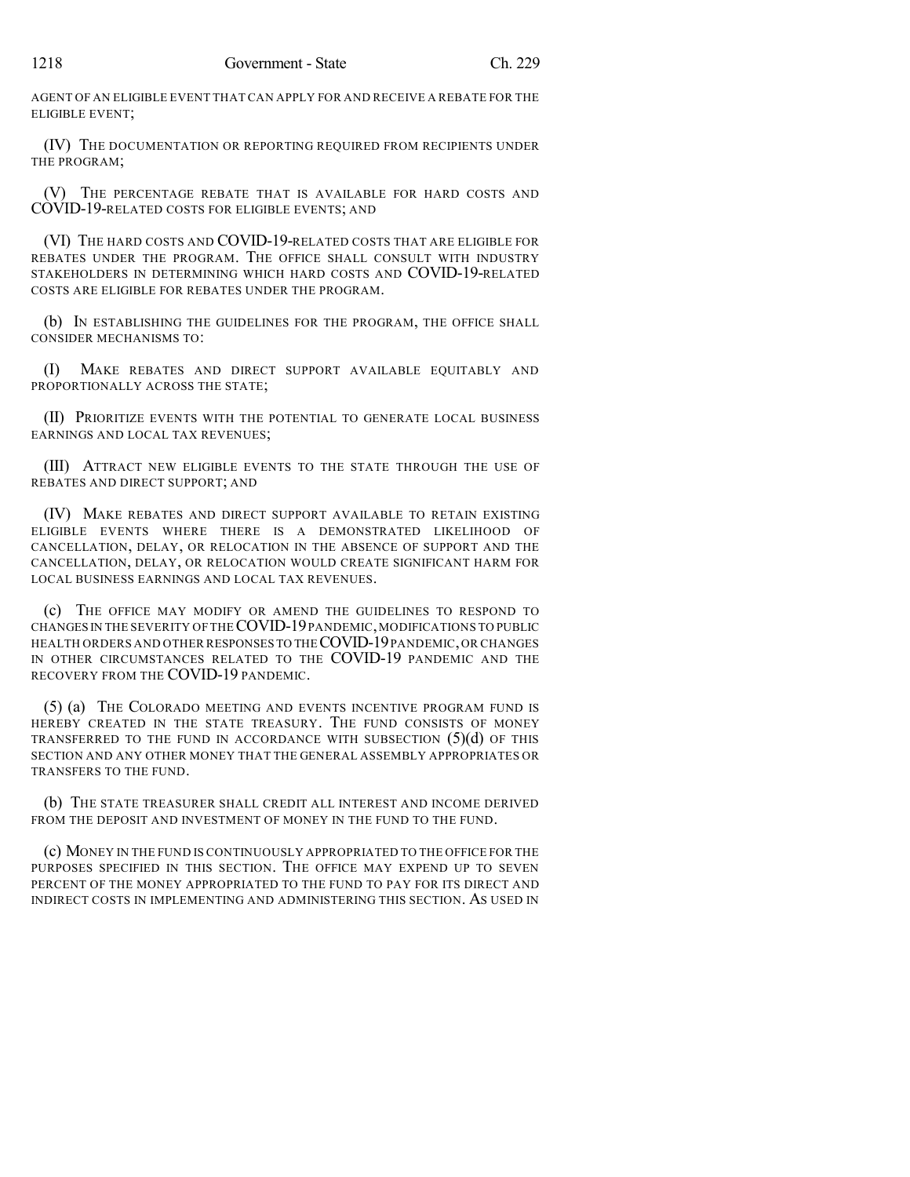AGENT OF AN ELIGIBLE EVENT THAT CAN APPLY FOR AND RECEIVE A REBATE FOR THE ELIGIBLE EVENT;

(IV) THE DOCUMENTATION OR REPORTING REQUIRED FROM RECIPIENTS UNDER THE PROGRAM;

(V) THE PERCENTAGE REBATE THAT IS AVAILABLE FOR HARD COSTS AND COVID-19-RELATED COSTS FOR ELIGIBLE EVENTS; AND

(VI) THE HARD COSTS AND COVID-19-RELATED COSTS THAT ARE ELIGIBLE FOR REBATES UNDER THE PROGRAM. THE OFFICE SHALL CONSULT WITH INDUSTRY STAKEHOLDERS IN DETERMINING WHICH HARD COSTS AND COVID-19-RELATED COSTS ARE ELIGIBLE FOR REBATES UNDER THE PROGRAM.

(b) IN ESTABLISHING THE GUIDELINES FOR THE PROGRAM, THE OFFICE SHALL CONSIDER MECHANISMS TO:

(I) MAKE REBATES AND DIRECT SUPPORT AVAILABLE EQUITABLY AND PROPORTIONALLY ACROSS THE STATE;

(II) PRIORITIZE EVENTS WITH THE POTENTIAL TO GENERATE LOCAL BUSINESS EARNINGS AND LOCAL TAX REVENUES;

(III) ATTRACT NEW ELIGIBLE EVENTS TO THE STATE THROUGH THE USE OF REBATES AND DIRECT SUPPORT; AND

(IV) MAKE REBATES AND DIRECT SUPPORT AVAILABLE TO RETAIN EXISTING ELIGIBLE EVENTS WHERE THERE IS A DEMONSTRATED LIKELIHOOD OF CANCELLATION, DELAY, OR RELOCATION IN THE ABSENCE OF SUPPORT AND THE CANCELLATION, DELAY, OR RELOCATION WOULD CREATE SIGNIFICANT HARM FOR LOCAL BUSINESS EARNINGS AND LOCAL TAX REVENUES.

(c) THE OFFICE MAY MODIFY OR AMEND THE GUIDELINES TO RESPOND TO CHANGES IN THE SEVERITY OF THE COVID-19 PANDEMIC, MODIFICATIONS TO PUBLIC HEALTH ORDERS AND OTHER RESPONSES TO THE COVID-19 PANDEMIC, OR CHANGES IN OTHER CIRCUMSTANCES RELATED TO THE COVID-19 PANDEMIC AND THE RECOVERY FROM THE COVID-19 PANDEMIC.

(5) (a) THE COLORADO MEETING AND EVENTS INCENTIVE PROGRAM FUND IS HEREBY CREATED IN THE STATE TREASURY. THE FUND CONSISTS OF MONEY TRANSFERRED TO THE FUND IN ACCORDANCE WITH SUBSECTION (5)(d) OF THIS SECTION AND ANY OTHER MONEY THAT THE GENERAL ASSEMBLY APPROPRIATES OR TRANSFERS TO THE FUND.

(b) THE STATE TREASURER SHALL CREDIT ALL INTEREST AND INCOME DERIVED FROM THE DEPOSIT AND INVESTMENT OF MONEY IN THE FUND TO THE FUND.

(c) MONEY IN THE FUND IS CONTINUOUSLY APPROPRIATED TO THE OFFICE FOR THE PURPOSES SPECIFIED IN THIS SECTION. THE OFFICE MAY EXPEND UP TO SEVEN PERCENT OF THE MONEY APPROPRIATED TO THE FUND TO PAY FOR ITS DIRECT AND INDIRECT COSTS IN IMPLEMENTING AND ADMINISTERING THIS SECTION. AS USED IN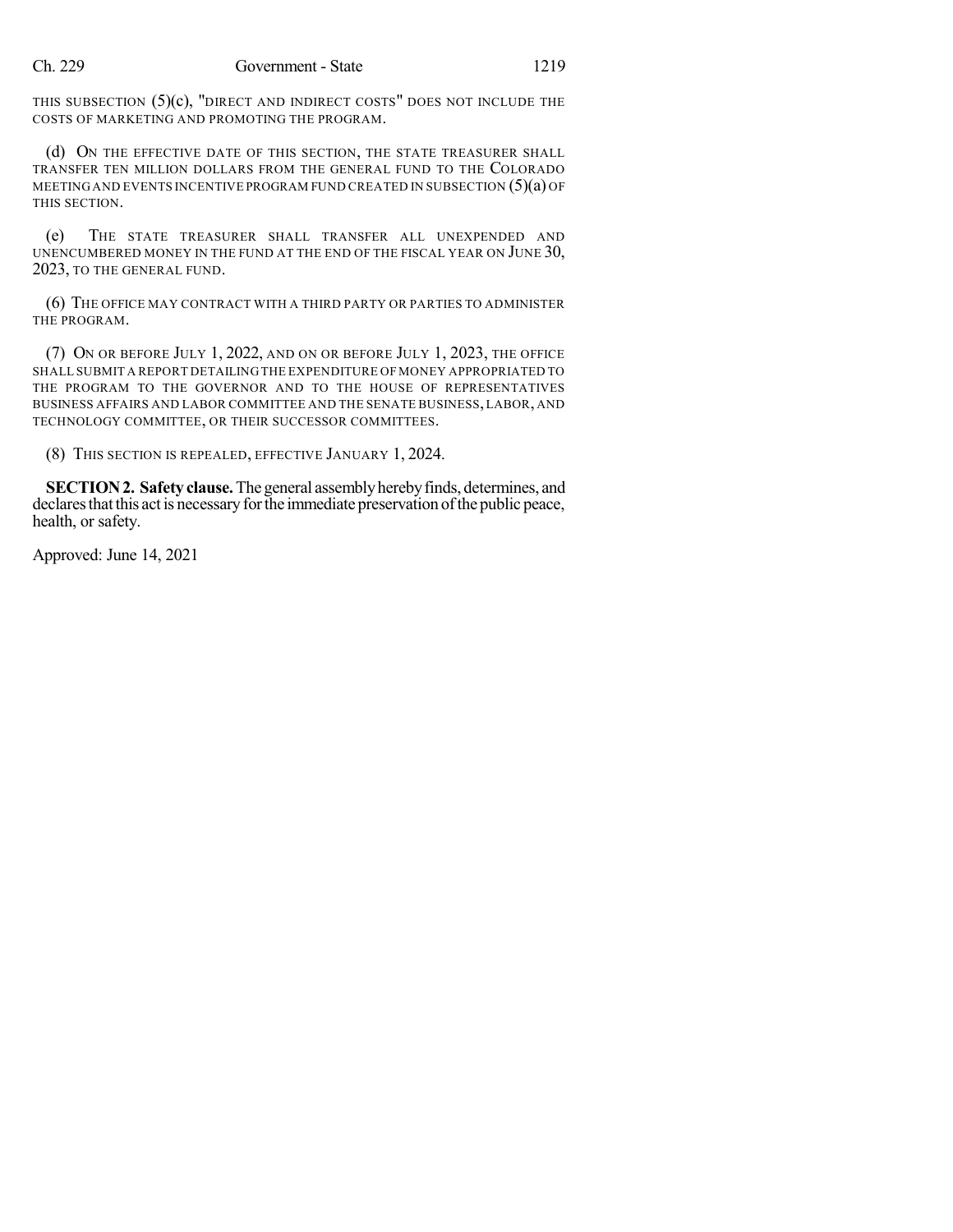THIS SUBSECTION (5)(c), "DIRECT AND INDIRECT COSTS" DOES NOT INCLUDE THE COSTS OF MARKETING AND PROMOTING THE PROGRAM.

(d) ON THE EFFECTIVE DATE OF THIS SECTION, THE STATE TREASURER SHALL TRANSFER TEN MILLION DOLLARS FROM THE GENERAL FUND TO THE COLORADO MEETING AND EVENTS INCENTIVE PROGRAM FUND CREATED IN SUBSECTION (5)(a) OF THIS SECTION.

(e) THE STATE TREASURER SHALL TRANSFER ALL UNEXPENDED AND UNENCUMBERED MONEY IN THE FUND AT THE END OF THE FISCAL YEAR ON JUNE 30, 2023, TO THE GENERAL FUND.

(6) THE OFFICE MAY CONTRACT WITH A THIRD PARTY OR PARTIES TO ADMINISTER THE PROGRAM.

(7) ON OR BEFORE JULY 1, 2022, AND ON OR BEFORE JULY 1, 2023, THE OFFICE SHALL SUBMIT A REPORT DETAILING THE EXPENDITURE OF MONEY APPROPRIATED TO THE PROGRAM TO THE GOVERNOR AND TO THE HOUSE OF REPRESENTATIVES BUSINESS AFFAIRS AND LABOR COMMITTEE AND THE SENATE BUSINESS, LABOR, AND TECHNOLOGY COMMITTEE, OR THEIR SUCCESSOR COMMITTEES.

(8) THIS SECTION IS REPEALED, EFFECTIVE JANUARY 1, 2024.

**SECTION 2. Safety clause.** The general assembly hereby finds, determines, and declares that this act is necessary for the immediate preservation of the public peace, health, or safety.

Approved: June 14, 2021